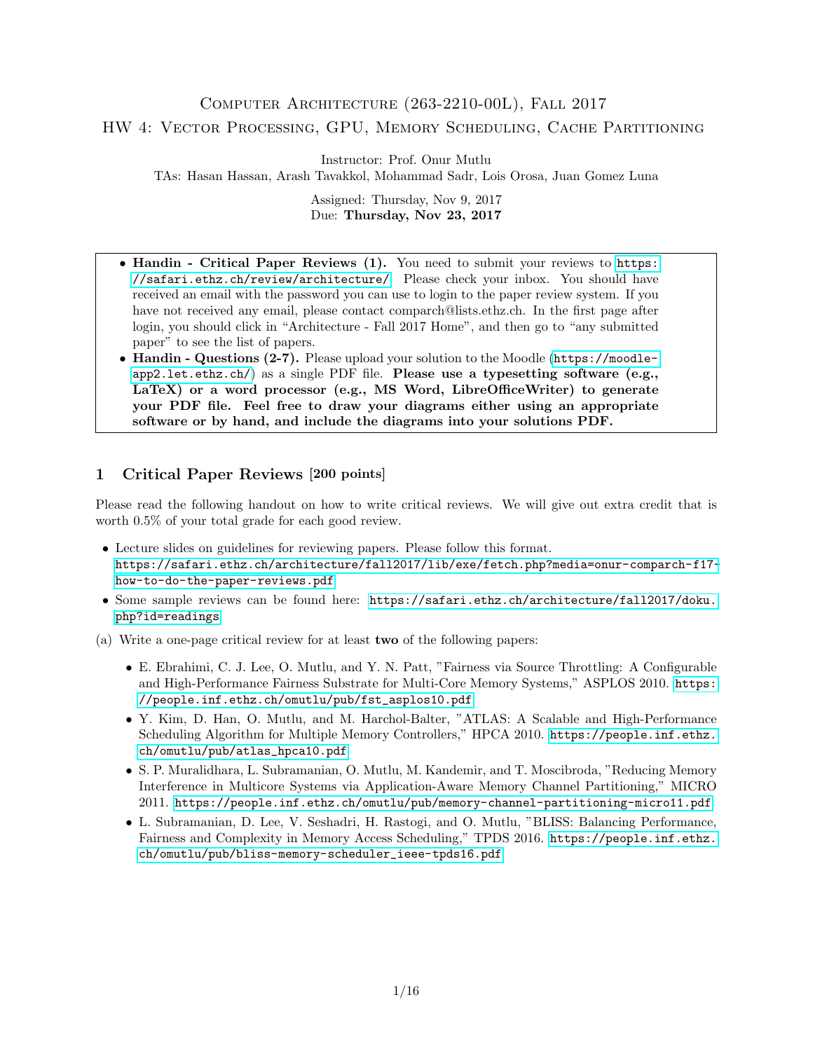# Computer Architecture (263-2210-00L), Fall 2017

## HW 4: Vector Processing, GPU, Memory Scheduling, Cache Partitioning

Instructor: Prof. Onur Mutlu

TAs: Hasan Hassan, Arash Tavakkol, Mohammad Sadr, Lois Orosa, Juan Gomez Luna

Assigned: Thursday, Nov 9, 2017

Due: **Thursday, Nov 23, 2017**

- **Handin - Critical Paper Reviews (1).** You need to submit your reviews to https://safari.ethz.ch/review/architecture/. Please check your inbox. You should have received an email with the password you can use to login to the paper review system. If you have not received any email, please contact comparch@lists.ethz.ch. In the first page after login, you should click in "Architecture - Fall 2017 Home", and then go to "any submitted paper" to see the list of papers.
- **Handin - Questions (2-7).** Please upload your solution to the Moodle (https://moodle-app2.let.ethz.ch/) as a single PDF file. **Please use a typesetting software (e.g., LaTeX) or a word processor (e.g., MS Word, LibreOfficeWriter) to generate your PDF file. Feel free to draw your diagrams either using an appropriate software or by hand, and include the diagrams into your solutions PDF.**

## 1 Critical Paper Reviews [200 points]

Please read the following handout on how to write critical reviews. We will give out extra credit that is worth 0.5% of your total grade for each good review.

- Lecture slides on guidelines for reviewing papers. Please follow this format.
  https://safari.ethz.ch/architecture/fall2017/lib/exe/fetch.php?media=onur-comparch-f17-how-to-do-the-paper-reviews.pdf
- Some sample reviews can be found here: https://safari.ethz.ch/architecture/fall2017/doku.php?id=readings

(a) Write a one-page critical review for at least **two** of the following papers:

- E. Ebrahimi, C. J. Lee, O. Mutlu, and Y. N. Patt, "Fairness via Source Throttling: A Configurable and High-Performance Fairness Substrate for Multi-Core Memory Systems," ASPLOS 2010. https://people.inf.ethz.ch/omutlu/pub/fst_asplos10.pdf
- Y. Kim, D. Han, O. Mutlu, and M. Harchol-Balter, "ATLAS: A Scalable and High-Performance Scheduling Algorithm for Multiple Memory Controllers," HPCA 2010. https://people.inf.ethz.ch/omutlu/pub/atlas_hpca10.pdf
- S. P. Muralidhara, L. Subramanian, O. Mutlu, M. Kandemir, and T. Moscibroda, "Reducing Memory Interference in Multicore Systems via Application-Aware Memory Channel Partitioning," MICRO 2011. https://people.inf.ethz.ch/omutlu/pub/memory-channel-partitioning-micro11.pdf
- L. Subramanian, D. Lee, V. Seshadri, H. Rastogi, and O. Mutlu, "BLISS: Balancing Performance, Fairness and Complexity in Memory Access Scheduling," TPDS 2016. https://people.inf.ethz.ch/omutlu/pub/bliss-memory-scheduler_ieee-tpds16.pdf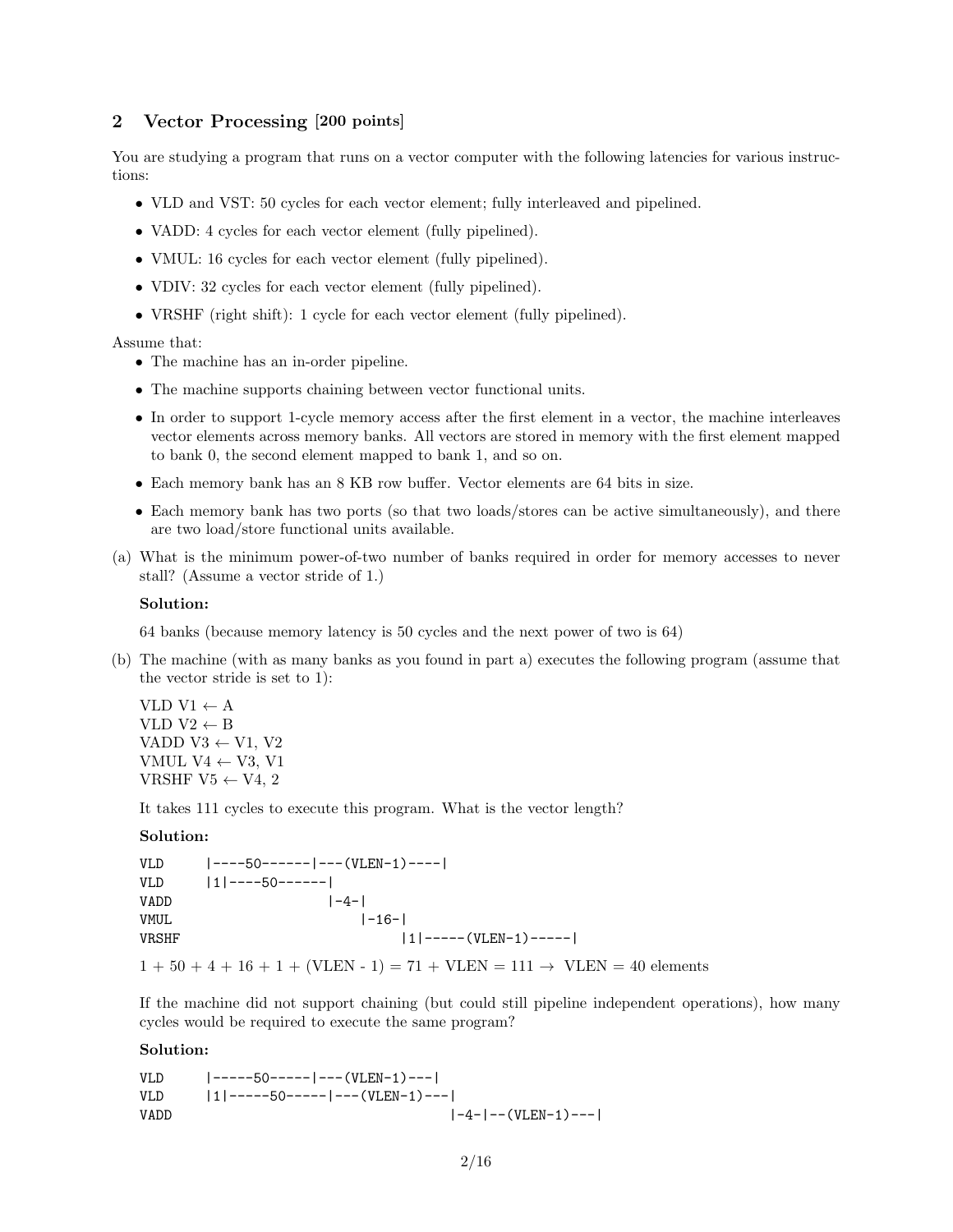## 2 Vector Processing [200 points]

You are studying a program that runs on a vector computer with the following latencies for various instructions:

- VLD and VST: 50 cycles for each vector element; fully interleaved and pipelined.
- VADD: 4 cycles for each vector element (fully pipelined).
- VMUL: 16 cycles for each vector element (fully pipelined).
- VDIV: 32 cycles for each vector element (fully pipelined).
- VRSHF (right shift): 1 cycle for each vector element (fully pipelined).

Assume that:

- The machine has an in-order pipeline.
- The machine supports chaining between vector functional units.
- In order to support 1-cycle memory access after the first element in a vector, the machine interleaves vector elements across memory banks. All vectors are stored in memory with the first element mapped to bank 0, the second element mapped to bank 1, and so on.
- Each memory bank has an 8 KB row buffer. Vector elements are 64 bits in size.
- Each memory bank has two ports (so that two loads/stores can be active simultaneously), and there are two load/store functional units available.

(a) What is the minimum power-of-two number of banks required in order for memory accesses to never stall? (Assume a vector stride of 1.)

**Solution:**

64 banks (because memory latency is 50 cycles and the next power of two is 64)

(b) The machine (with as many banks as you found in part a) executes the following program (assume that the vector stride is set to 1):

VLD V1 ← A
VLD V2 ← B
VADD V3 ← V1, V2
VMUL V4 ← V3, V1
VRSHF V5 ← V4, 2

It takes 111 cycles to execute this program. What is the vector length?

**Solution:**

```
VLD      |----50------|---(VLEN-1)----|
VLD      |1|----50------|
VADD                    |-4-|
VMUL                        |-16-|
VRSHF                            |1|-----(VLEN-1)-----|
```

$1 + 50 + 4 + 16 + 1 + (\text{VLEN} - 1) = 71 + \text{VLEN} = 111 \rightarrow \text{VLEN} = 40$ elements

If the machine did not support chaining (but could still pipeline independent operations), how many cycles would be required to execute the same program?

**Solution:**

```
VLD      |-----50-----|---(VLEN-1)---|
VLD      |1|-----50-----|---(VLEN-1)---|
VADD                                   |-4-|--(VLEN-1)---|
```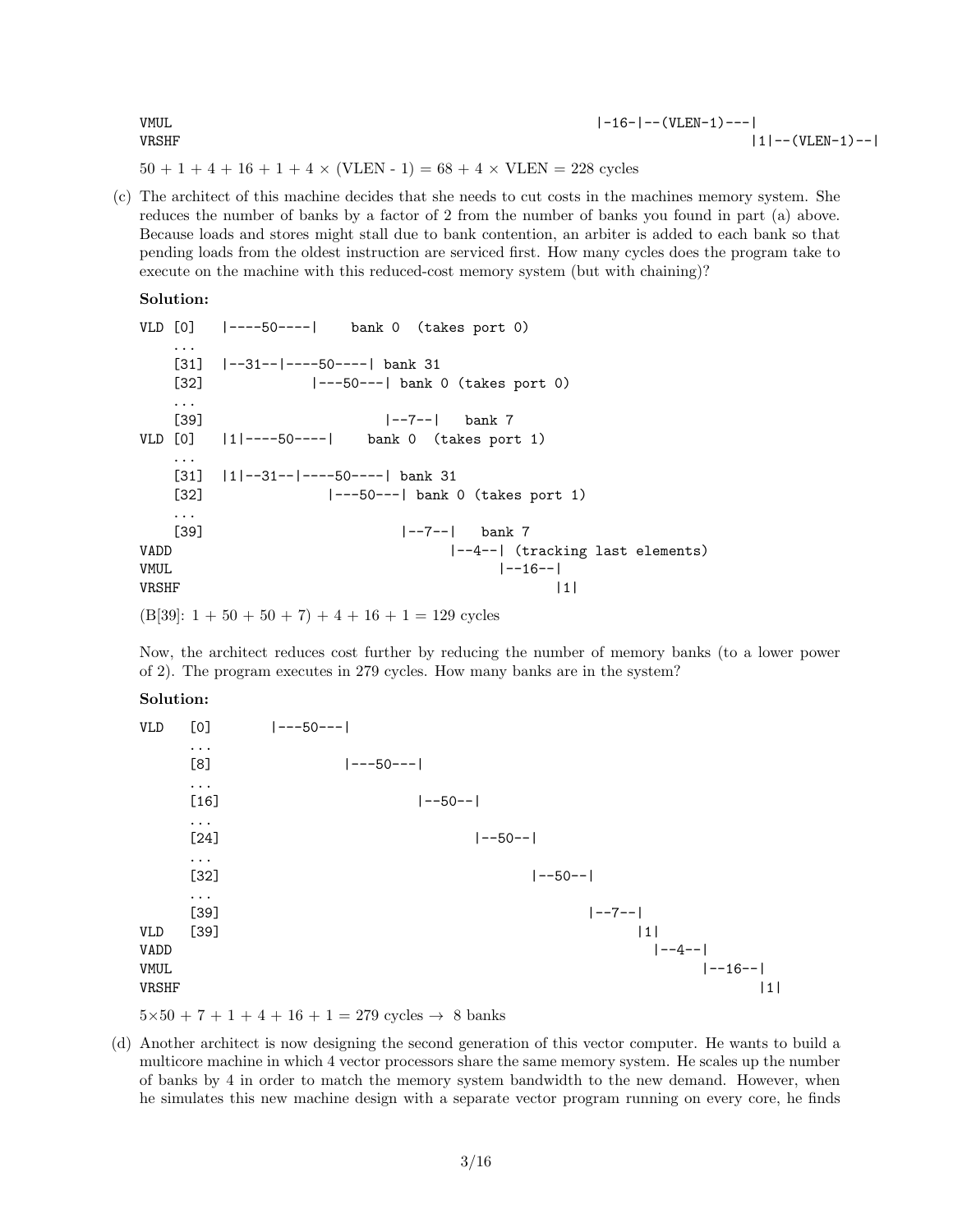```
VMUL                                                         |-16-|--(VLEN-1)---|
VRSHF                                                                           |1|--(VLEN-1)--|
```

$50 + 1 + 4 + 16 + 1 + 4 \times (\text{VLEN - 1}) = 68 + 4 \times \text{VLEN} = 228$ cycles

(c) The architect of this machine decides that she needs to cut costs in the machines memory system. She reduces the number of banks by a factor of 2 from the number of banks you found in part (a) above. Because loads and stores might stall due to bank contention, an arbiter is added to each bank so that pending loads from the oldest instruction are serviced first. How many cycles does the program take to execute on the machine with this reduced-cost memory system (but with chaining)?

**Solution:**

```
VLD [0]   |----50----|    bank 0  (takes port 0)
    ...
    [31]  |--31--|----50----| bank 31
    [32]            |---50---| bank 0 (takes port 0)
    ...
    [39]                     |--7--|   bank 7
VLD [0]   |1|----50----|    bank 0  (takes port 1)
    ...
    [31]  |1|--31--|----50----| bank 31
    [32]              |---50---| bank 0 (takes port 1)
    ...
    [39]                       |--7--|   bank 7
VADD                                 |--4--| (tracking last elements)
VMUL                                       |--16--|
VRSHF                                             |1|
```

(B[39]: $1 + 50 + 50 + 7) + 4 + 16 + 1 = 129$ cycles

Now, the architect reduces cost further by reducing the number of memory banks (to a lower power of 2). The program executes in 279 cycles. How many banks are in the system?

**Solution:**

```
VLD   [0]      |---50---|
      ...
      [8]               |---50---|
      ...
      [16]                       |--50--|
      ...
      [24]                              |--50--|
      ...
      [32]                                     |--50--|
      ...
      [39]                                            |--7--|
VLD   [39]                                                  |1|
VADD                                                          |--4--|
VMUL                                                                |--16--|
VRSHF                                                                      |1|
```

$5 \times 50 + 7 + 1 + 4 + 16 + 1 = 279$ cycles $\rightarrow$ 8 banks

(d) Another architect is now designing the second generation of this vector computer. He wants to build a multicore machine in which 4 vector processors share the same memory system. He scales up the number of banks by 4 in order to match the memory system bandwidth to the new demand. However, when he simulates this new machine design with a separate vector program running on every core, he finds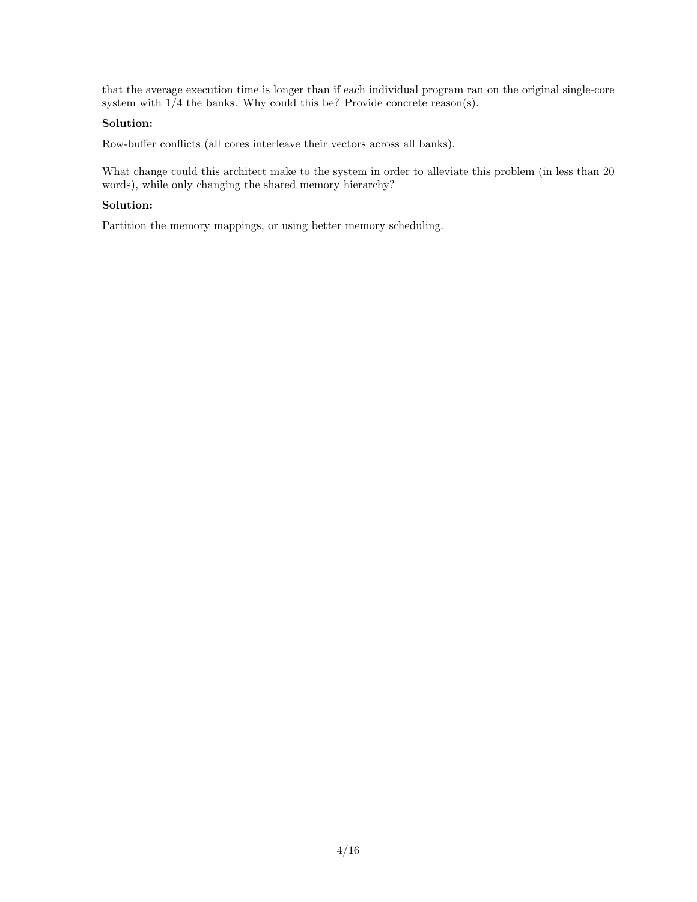that the average execution time is longer than if each individual program ran on the original single-core system with 1/4 the banks. Why could this be? Provide concrete reason(s).

**Solution:**

Row-buffer conflicts (all cores interleave their vectors across all banks).

What change could this architect make to the system in order to alleviate this problem (in less than 20 words), while only changing the shared memory hierarchy?

**Solution:**

Partition the memory mappings, or using better memory scheduling.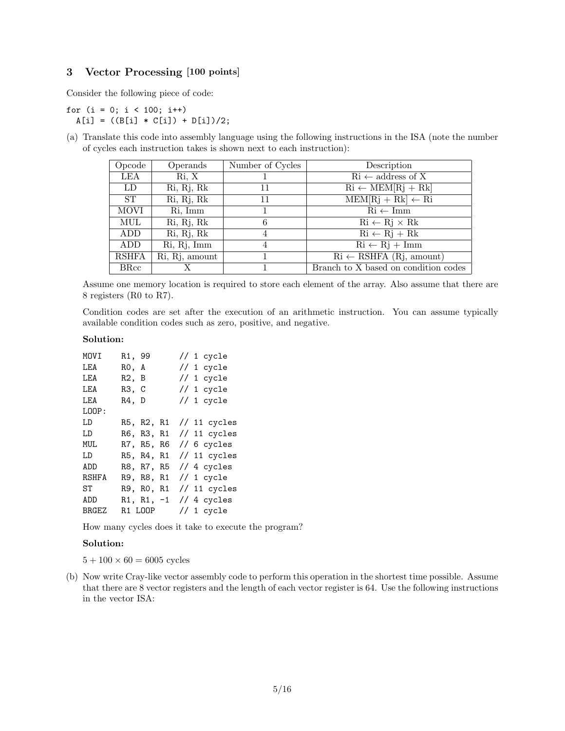## 3 Vector Processing [100 points]

Consider the following piece of code:

```
for (i = 0; i < 100; i++)
  A[i] = ((B[i] * C[i]) + D[i])/2;
```

(a) Translate this code into assembly language using the following instructions in the ISA (note the number of cycles each instruction takes is shown next to each instruction):

| Opcode | Operands | Number of Cycles | Description |
|---|---|---|---|
| LEA | Ri, X | 1 | Ri ← address of X |
| LD | Ri, Rj, Rk | 11 | Ri ← MEM[Rj + Rk] |
| ST | Ri, Rj, Rk | 11 | MEM[Rj + Rk] ← Ri |
| MOVI | Ri, Imm | 1 | Ri ← Imm |
| MUL | Ri, Rj, Rk | 6 | Ri ← Rj × Rk |
| ADD | Ri, Rj, Rk | 4 | Ri ← Rj + Rk |
| ADD | Ri, Rj, Imm | 4 | Ri ← Rj + Imm |
| RSHFA | Ri, Rj, amount | 1 | Ri ← RSHFA (Rj, amount) |
| BRcc | X | 1 | Branch to X based on condition codes |

Assume one memory location is required to store each element of the array. Also assume that there are 8 registers (R0 to R7).

Condition codes are set after the execution of an arithmetic instruction. You can assume typically available condition codes such as zero, positive, and negative.

**Solution:**

```
MOVI    R1, 99       // 1 cycle
LEA     R0, A        // 1 cycle
LEA     R2, B        // 1 cycle
LEA     R3, C        // 1 cycle
LEA     R4, D        // 1 cycle
LOOP:
LD      R5, R2, R1   // 11 cycles
LD      R6, R3, R1   // 11 cycles
MUL     R7, R5, R6   // 6 cycles
LD      R5, R4, R1   // 11 cycles
ADD     R8, R7, R5   // 4 cycles
RSHFA   R9, R8, R1   // 1 cycle
ST      R9, R0, R1   // 11 cycles
ADD     R1, R1, -1   // 4 cycles
BRGEZ   R1 LOOP      // 1 cycle
```

How many cycles does it take to execute the program?

**Solution:**

$5 + 100 \times 60 = 6005$ cycles

(b) Now write Cray-like vector assembly code to perform this operation in the shortest time possible. Assume that there are 8 vector registers and the length of each vector register is 64. Use the following instructions in the vector ISA: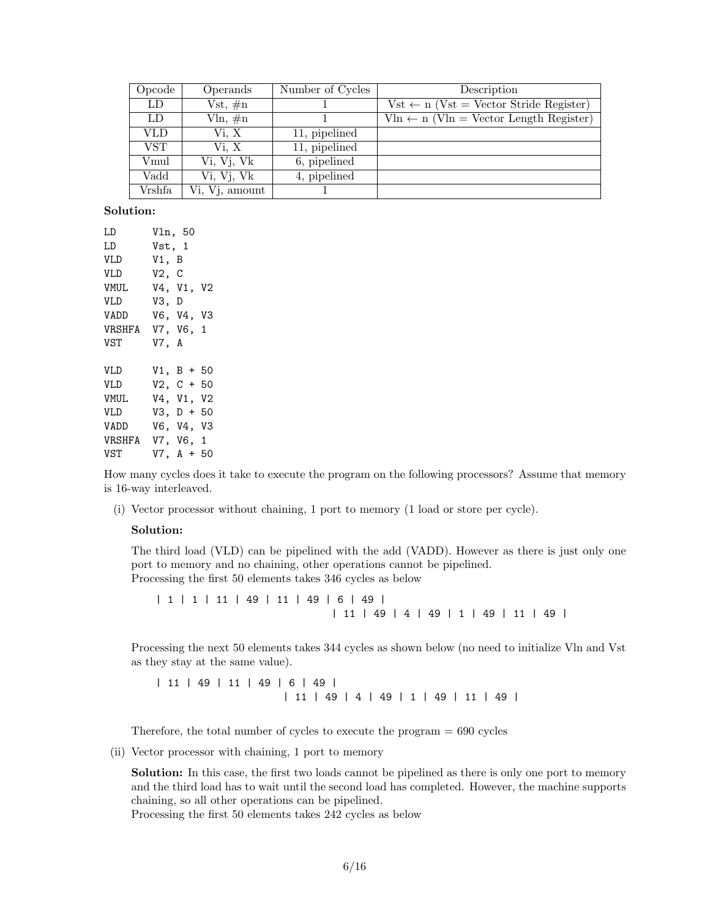| Opcode | Operands | Number of Cycles | Description |
|---|---|---|---|
| LD | Vst, #n | 1 | Vst ← n (Vst = Vector Stride Register) |
| LD | Vln, #n | 1 | Vln ← n (Vln = Vector Length Register) |
| VLD | Vi, X | 11, pipelined | |
| VST | Vi, X | 11, pipelined | |
| Vmul | Vi, Vj, Vk | 6, pipelined | |
| Vadd | Vi, Vj, Vk | 4, pipelined | |
| Vrshfa | Vi, Vj, amount | 1 | |

**Solution:**

```
LD      Vln, 50
LD      Vst, 1
VLD     V1, B
VLD     V2, C
VMUL    V4, V1, V2
VLD     V3, D
VADD    V6, V4, V3
VRSHFA  V7, V6, 1
VST     V7, A

VLD     V1, B + 50
VLD     V2, C + 50
VMUL    V4, V1, V2
VLD     V3, D + 50
VADD    V6, V4, V3
VRSHFA  V7, V6, 1
VST     V7, A + 50
```

How many cycles does it take to execute the program on the following processors? Assume that memory is 16-way interleaved.

(i) Vector processor without chaining, 1 port to memory (1 load or store per cycle).

**Solution:**

The third load (VLD) can be pipelined with the add (VADD). However as there is just only one port to memory and no chaining, other operations cannot be pipelined.
Processing the first 50 elements takes 346 cycles as below

```
| 1 | 1 | 11 | 49 | 11 | 49 | 6 | 49 |
                                | 11 | 49 | 4 | 49 | 1 | 49 | 11 | 49 |
```

Processing the next 50 elements takes 344 cycles as shown below (no need to initialize Vln and Vst as they stay at the same value).

```
| 11 | 49 | 11 | 49 | 6 | 49 |
                        | 11 | 49 | 4 | 49 | 1 | 49 | 11 | 49 |
```

Therefore, the total number of cycles to execute the program = 690 cycles

(ii) Vector processor with chaining, 1 port to memory

**Solution:** In this case, the first two loads cannot be pipelined as there is only one port to memory and the third load has to wait until the second load has completed. However, the machine supports chaining, so all other operations can be pipelined.
Processing the first 50 elements takes 242 cycles as below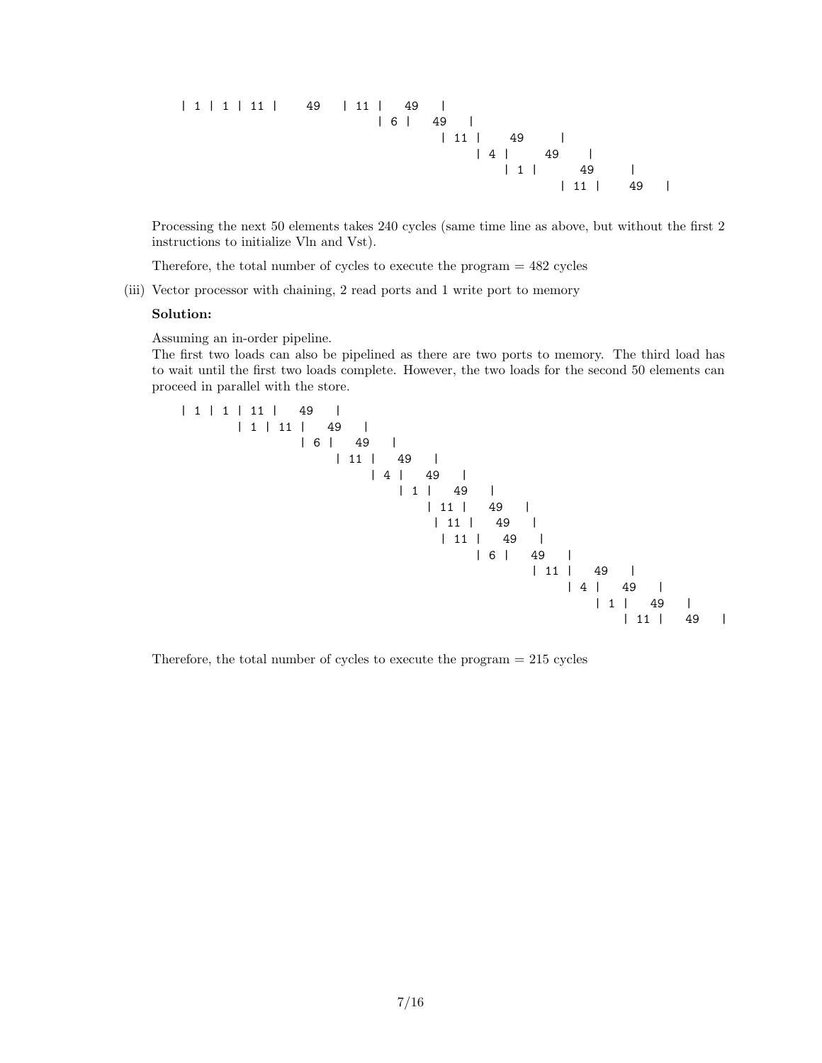```
| 1 | 1 | 11 |      49    | 11 |    49    |
                                | 6 |    49    |
                                        | 11 |      49       |
                                             | 4 |       49      |
                                                 | 1 |        49       |
                                                        | 11 |      49    |
```

Processing the next 50 elements takes 240 cycles (same time line as above, but without the first 2 instructions to initialize Vln and Vst).

Therefore, the total number of cycles to execute the program = 482 cycles

(iii) Vector processor with chaining, 2 read ports and 1 write port to memory

**Solution:**

Assuming an in-order pipeline.
The first two loads can also be pipelined as there are two ports to memory. The third load has to wait until the first two loads complete. However, the two loads for the second 50 elements can proceed in parallel with the store.

```
| 1 | 1 | 11 |    49    |
        | 1 | 11 |    49    |
                 | 6 |    49    |
                      | 11 |    49    |
                           | 4 |    49    |
                               | 1 |    49    |
                                   | 11 |    49    |
                                    | 11 |    49    |
                                     | 11 |    49    |
                                          | 6 |    49    |
                                                 | 11 |    49    |
                                                      | 4 |    49    |
                                                          | 1 |    49    |
                                                              | 11 |    49    |
```

Therefore, the total number of cycles to execute the program = 215 cycles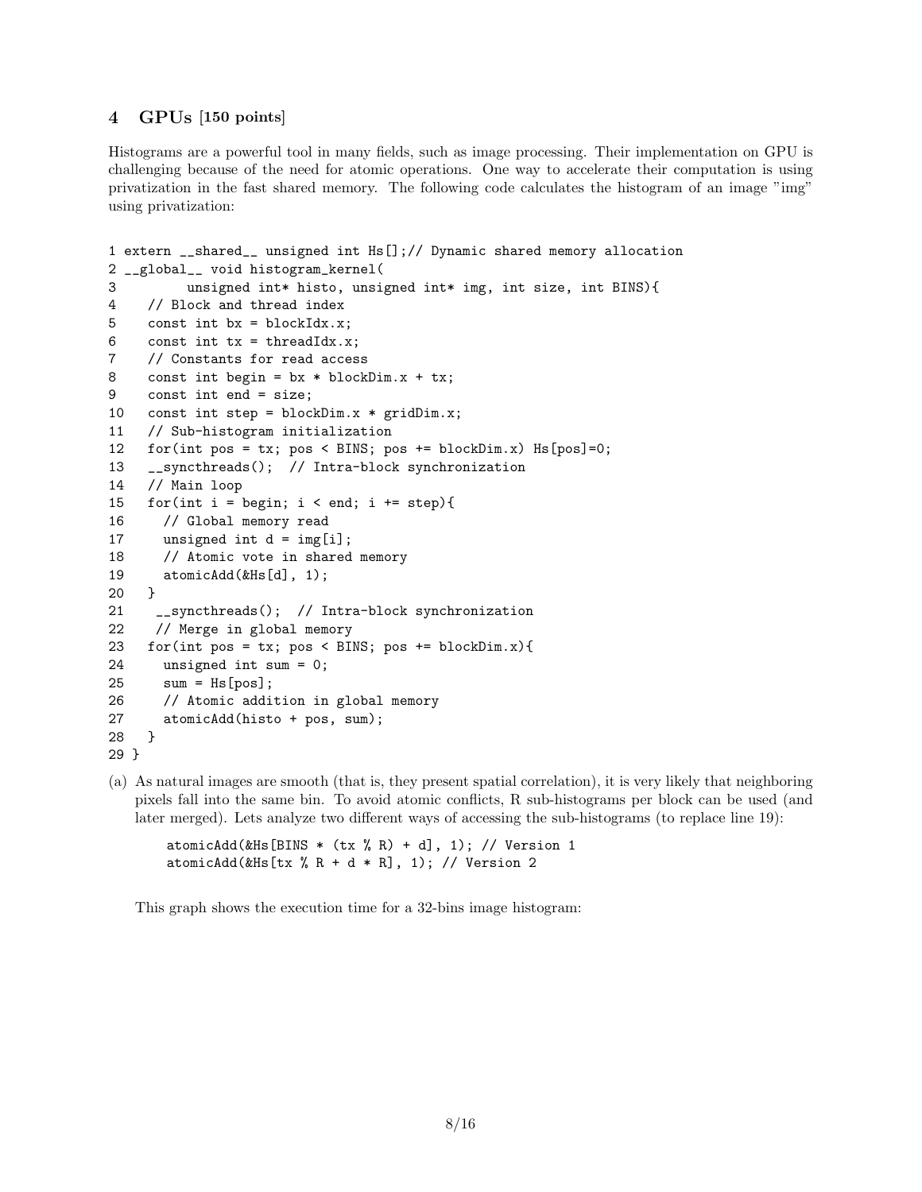## 4 GPUs [150 points]

Histograms are a powerful tool in many fields, such as image processing. Their implementation on GPU is challenging because of the need for atomic operations. One way to accelerate their computation is using privatization in the fast shared memory. The following code calculates the histogram of an image "img" using privatization:

```
1 extern __shared__ unsigned int Hs[];// Dynamic shared memory allocation
2 __global__ void histogram_kernel(
3         unsigned int* histo, unsigned int* img, int size, int BINS){
4    // Block and thread index
5    const int bx = blockIdx.x;
6    const int tx = threadIdx.x;
7    // Constants for read access
8    const int begin = bx * blockDim.x + tx;
9    const int end = size;
10   const int step = blockDim.x * gridDim.x;
11   // Sub-histogram initialization
12   for(int pos = tx; pos < BINS; pos += blockDim.x) Hs[pos]=0;
13   __syncthreads();  // Intra-block synchronization
14   // Main loop
15   for(int i = begin; i < end; i += step){
16     // Global memory read
17     unsigned int d = img[i];
18     // Atomic vote in shared memory
19     atomicAdd(&Hs[d], 1);
20   }
21    __syncthreads();  // Intra-block synchronization
22    // Merge in global memory
23   for(int pos = tx; pos < BINS; pos += blockDim.x){
24     unsigned int sum = 0;
25     sum = Hs[pos];
26     // Atomic addition in global memory
27     atomicAdd(histo + pos, sum);
28   }
29 }
```

(a) As natural images are smooth (that is, they present spatial correlation), it is very likely that neighboring pixels fall into the same bin. To avoid atomic conflicts, R sub-histograms per block can be used (and later merged). Lets analyze two different ways of accessing the sub-histograms (to replace line 19):

```
atomicAdd(&Hs[BINS * (tx % R) + d], 1); // Version 1
atomicAdd(&Hs[tx % R + d * R], 1); // Version 2
```

This graph shows the execution time for a 32-bins image histogram: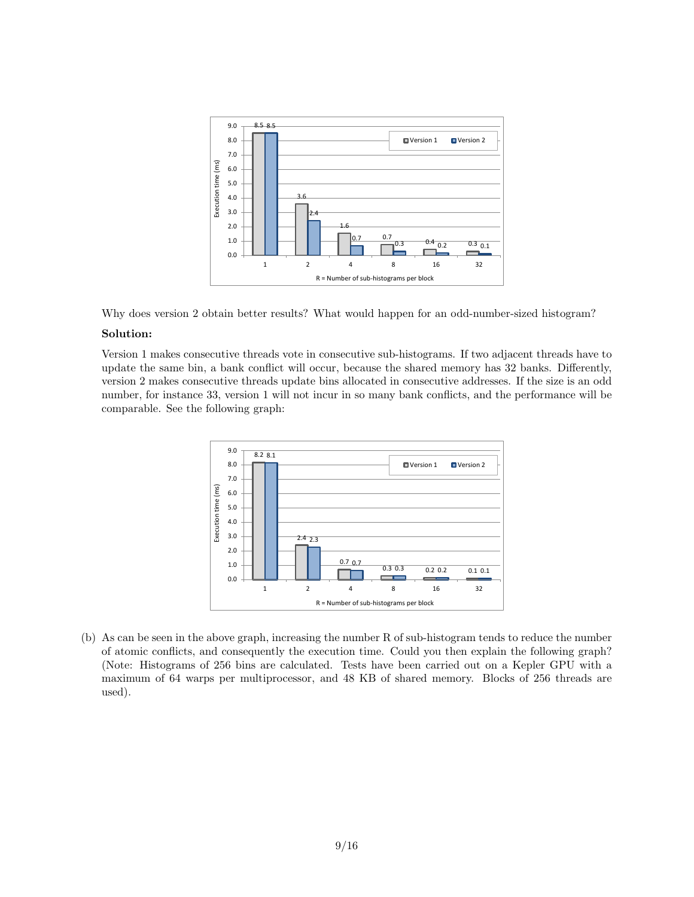Why does version 2 obtain better results? What would happen for an odd-number-sized histogram?

**Solution:**

Version 1 makes consecutive threads vote in consecutive sub-histograms. If two adjacent threads have to update the same bin, a bank conflict will occur, because the shared memory has 32 banks. Differently, version 2 makes consecutive threads update bins allocated in consecutive addresses. If the size is an odd number, for instance 33, version 1 will not incur in so many bank conflicts, and the performance will be comparable. See the following graph:

(b) As can be seen in the above graph, increasing the number R of sub-histogram tends to reduce the number of atomic conflicts, and consequently the execution time. Could you then explain the following graph? (Note: Histograms of 256 bins are calculated. Tests have been carried out on a Kepler GPU with a maximum of 64 warps per multiprocessor, and 48 KB of shared memory. Blocks of 256 threads are used).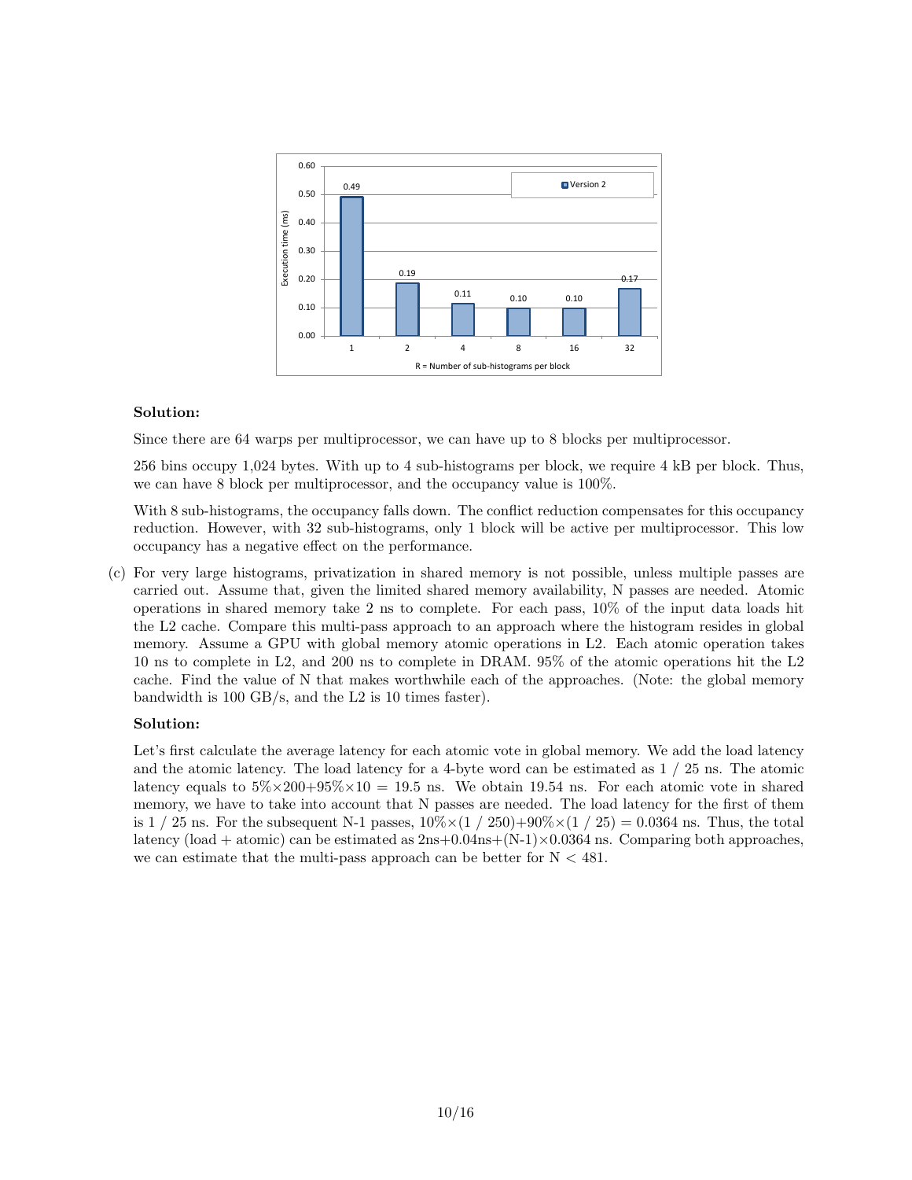**Solution:**

Since there are 64 warps per multiprocessor, we can have up to 8 blocks per multiprocessor.

256 bins occupy 1,024 bytes. With up to 4 sub-histograms per block, we require 4 kB per block. Thus, we can have 8 block per multiprocessor, and the occupancy value is 100%.

With 8 sub-histograms, the occupancy falls down. The conflict reduction compensates for this occupancy reduction. However, with 32 sub-histograms, only 1 block will be active per multiprocessor. This low occupancy has a negative effect on the performance.

(c) For very large histograms, privatization in shared memory is not possible, unless multiple passes are carried out. Assume that, given the limited shared memory availability, N passes are needed. Atomic operations in shared memory take 2 ns to complete. For each pass, 10% of the input data loads hit the L2 cache. Compare this multi-pass approach to an approach where the histogram resides in global memory. Assume a GPU with global memory atomic operations in L2. Each atomic operation takes 10 ns to complete in L2, and 200 ns to complete in DRAM. 95% of the atomic operations hit the L2 cache. Find the value of N that makes worthwhile each of the approaches. (Note: the global memory bandwidth is 100 GB/s, and the L2 is 10 times faster).

**Solution:**

Let's first calculate the average latency for each atomic vote in global memory. We add the load latency and the atomic latency. The load latency for a 4-byte word can be estimated as 1 / 25 ns. The atomic latency equals to $5\% \times 200 + 95\% \times 10 = 19.5$ ns. We obtain 19.54 ns. For each atomic vote in shared memory, we have to take into account that N passes are needed. The load latency for the first of them is 1 / 25 ns. For the subsequent N-1 passes, $10\% \times (1 / 250) + 90\% \times (1 / 25) = 0.0364$ ns. Thus, the total latency (load + atomic) can be estimated as $2\text{ns} + 0.04\text{ns} + (\text{N-1}) \times 0.0364$ ns. Comparing both approaches, we can estimate that the multi-pass approach can be better for $\text{N} < 481$.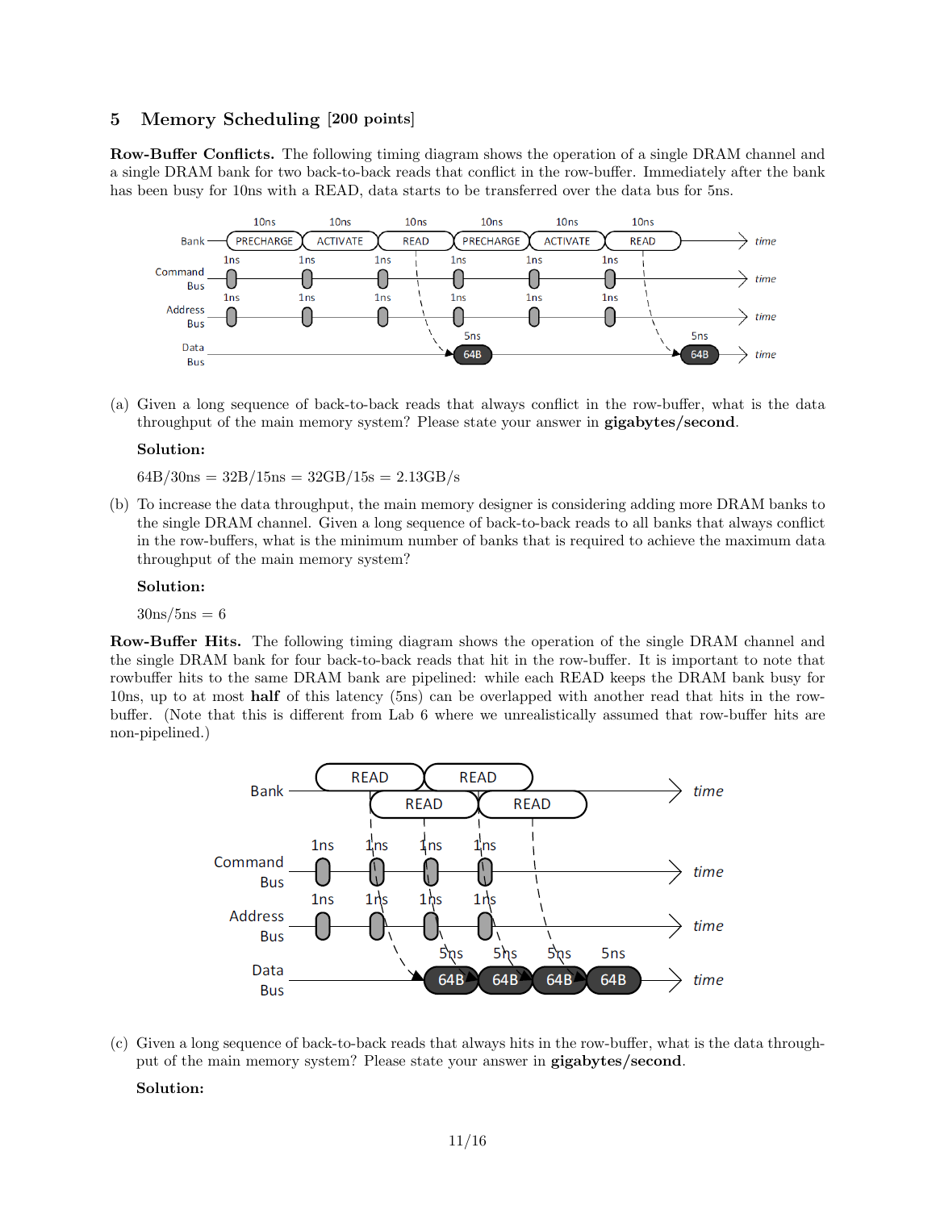## 5 Memory Scheduling [200 points]

**Row-Buffer Conflicts.** The following timing diagram shows the operation of a single DRAM channel and a single DRAM bank for two back-to-back reads that conflict in the row-buffer. Immediately after the bank has been busy for 10ns with a READ, data starts to be transferred over the data bus for 5ns.

(a) Given a long sequence of back-to-back reads that always conflict in the row-buffer, what is the data throughput of the main memory system? Please state your answer in **gigabytes/second**.

**Solution:**

64B/30ns = 32B/15ns = 32GB/15s = 2.13GB/s

(b) To increase the data throughput, the main memory designer is considering adding more DRAM banks to the single DRAM channel. Given a long sequence of back-to-back reads to all banks that always conflict in the row-buffers, what is the minimum number of banks that is required to achieve the maximum data throughput of the main memory system?

**Solution:**

30ns/5ns = 6

**Row-Buffer Hits.** The following timing diagram shows the operation of the single DRAM channel and the single DRAM bank for four back-to-back reads that hit in the row-buffer. It is important to note that rowbuffer hits to the same DRAM bank are pipelined: while each READ keeps the DRAM bank busy for 10ns, up to at most **half** of this latency (5ns) can be overlapped with another read that hits in the row-buffer. (Note that this is different from Lab 6 where we unrealistically assumed that row-buffer hits are non-pipelined.)

(c) Given a long sequence of back-to-back reads that always hits in the row-buffer, what is the data throughput of the main memory system? Please state your answer in **gigabytes/second**.

**Solution:**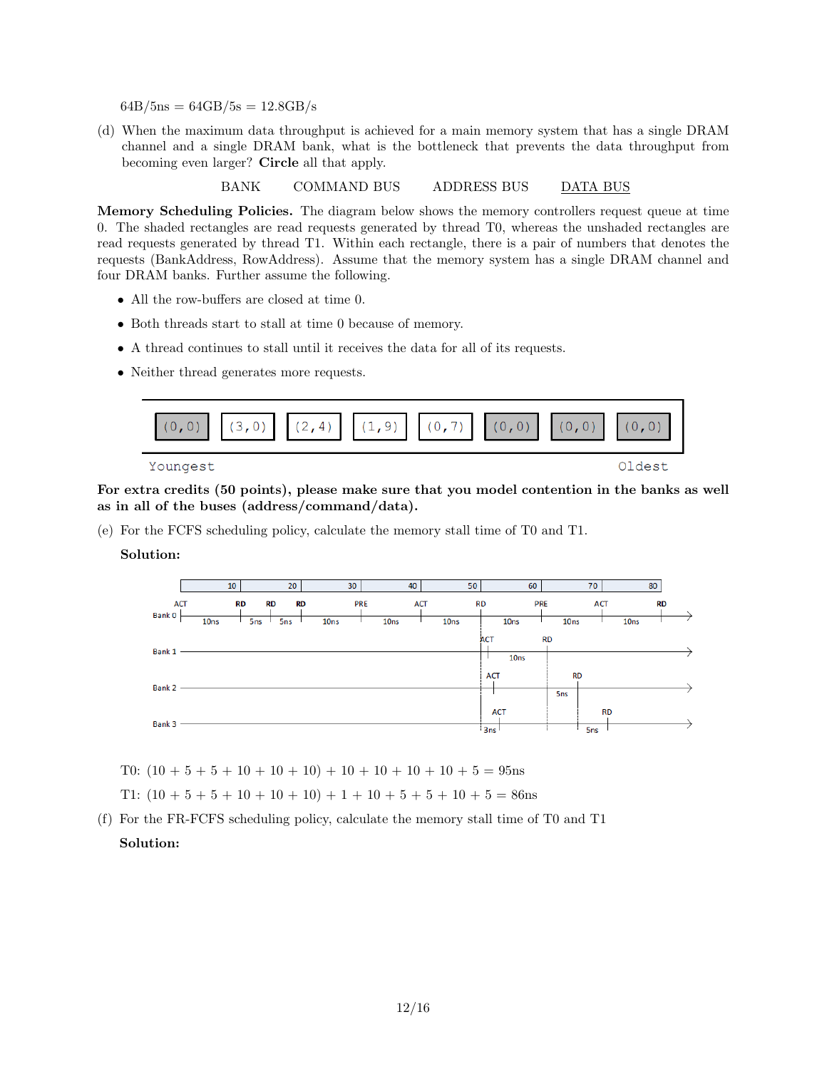$64B/5ns = 64GB/5s = 12.8GB/s$

(d) When the maximum data throughput is achieved for a main memory system that has a single DRAM channel and a single DRAM bank, what is the bottleneck that prevents the data throughput from becoming even larger? **Circle** all that apply.

BANK    COMMAND BUS    ADDRESS BUS    <u>DATA BUS</u>

**Memory Scheduling Policies.** The diagram below shows the memory controllers request queue at time 0. The shaded rectangles are read requests generated by thread T0, whereas the unshaded rectangles are read requests generated by thread T1. Within each rectangle, there is a pair of numbers that denotes the requests (BankAddress, RowAddress). Assume that the memory system has a single DRAM channel and four DRAM banks. Further assume the following.

- All the row-buffers are closed at time 0.
- Both threads start to stall at time 0 because of memory.
- A thread continues to stall until it receives the data for all of its requests.
- Neither thread generates more requests.

| (0,0) | (3,0) | (2,4) | (1,9) | (0,7) | (0,0) | (0,0) | (0,0) |
|---|---|---|---|---|---|---|---|
| Youngest | | | | | | | Oldest |

**For extra credits (50 points), please make sure that you model contention in the banks as well as in all of the buses (address/command/data).**

(e) For the FCFS scheduling policy, calculate the memory stall time of T0 and T1.

**Solution:**

T0: $(10 + 5 + 5 + 10 + 10 + 10) + 10 + 10 + 10 + 10 + 5 = 95\text{ns}$

T1: $(10 + 5 + 5 + 10 + 10 + 10) + 1 + 10 + 5 + 5 + 10 + 5 = 86\text{ns}$

(f) For the FR-FCFS scheduling policy, calculate the memory stall time of T0 and T1

**Solution:**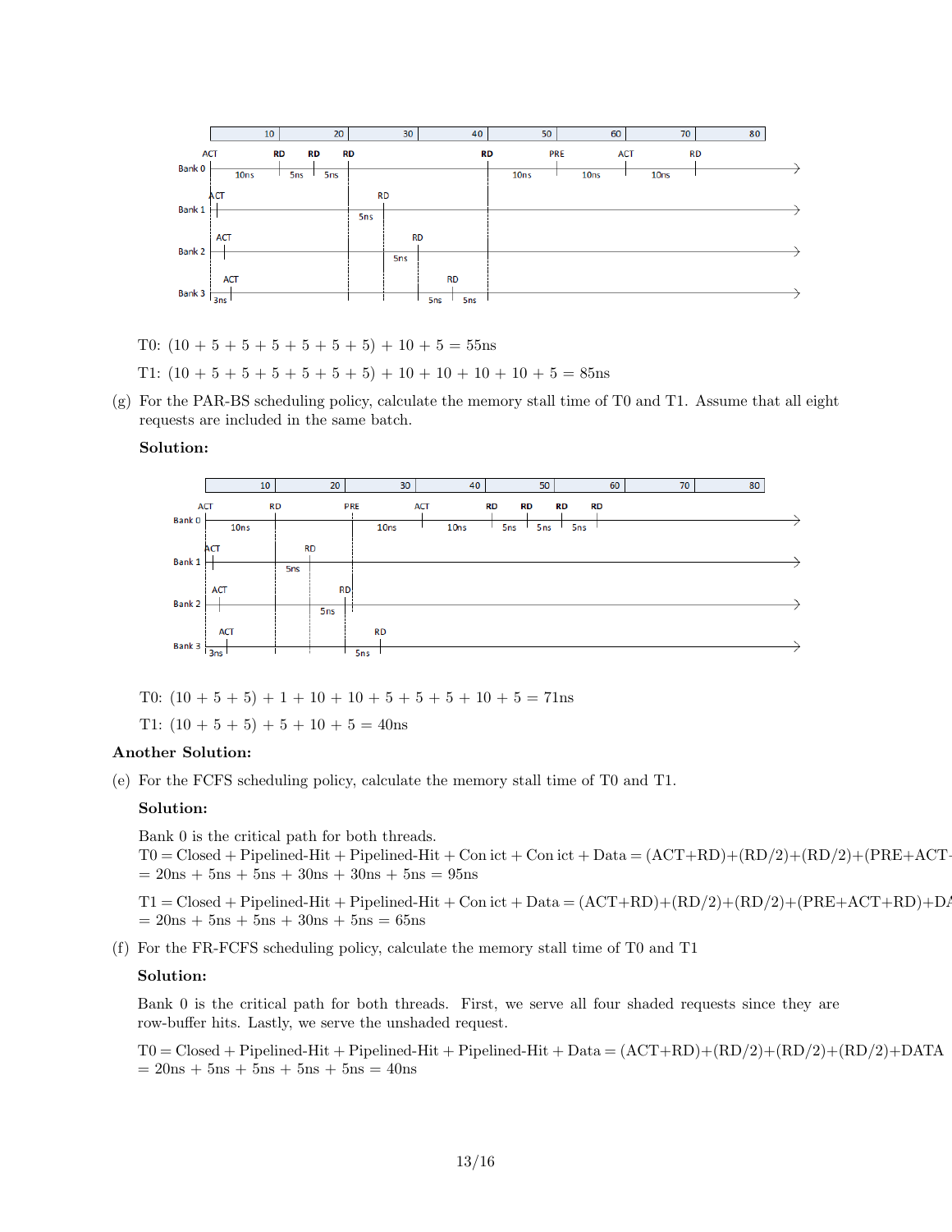T0: $(10 + 5 + 5 + 5 + 5 + 5 + 5) + 10 + 5 = 55\text{ns}$

T1: $(10 + 5 + 5 + 5 + 5 + 5 + 5) + 10 + 10 + 10 + 10 + 5 = 85\text{ns}$

(g) For the PAR-BS scheduling policy, calculate the memory stall time of T0 and T1. Assume that all eight requests are included in the same batch.

**Solution:**

T0: $(10 + 5 + 5) + 1 + 10 + 10 + 5 + 5 + 5 + 10 + 5 = 71\text{ns}$

T1: $(10 + 5 + 5) + 5 + 10 + 5 = 40\text{ns}$

**Another Solution:**

(e) For the FCFS scheduling policy, calculate the memory stall time of T0 and T1.

**Solution:**

Bank 0 is the critical path for both threads.
T0 = Closed + Pipelined-Hit + Pipelined-Hit + Con ict + Con ict + Data = (ACT+RD)+(RD/2)+(RD/2)+(PRE+ACT-
= 20ns + 5ns + 5ns + 30ns + 30ns + 5ns = 95ns

T1 = Closed + Pipelined-Hit + Pipelined-Hit + Con ict + Data = (ACT+RD)+(RD/2)+(RD/2)+(PRE+ACT+RD)+DA
= 20ns + 5ns + 5ns + 30ns + 5ns = 65ns

(f) For the FR-FCFS scheduling policy, calculate the memory stall time of T0 and T1

**Solution:**

Bank 0 is the critical path for both threads. First, we serve all four shaded requests since they are row-buffer hits. Lastly, we serve the unshaded request.

T0 = Closed + Pipelined-Hit + Pipelined-Hit + Pipelined-Hit + Data = (ACT+RD)+(RD/2)+(RD/2)+(RD/2)+DATA
= 20ns + 5ns + 5ns + 5ns + 5ns = 40ns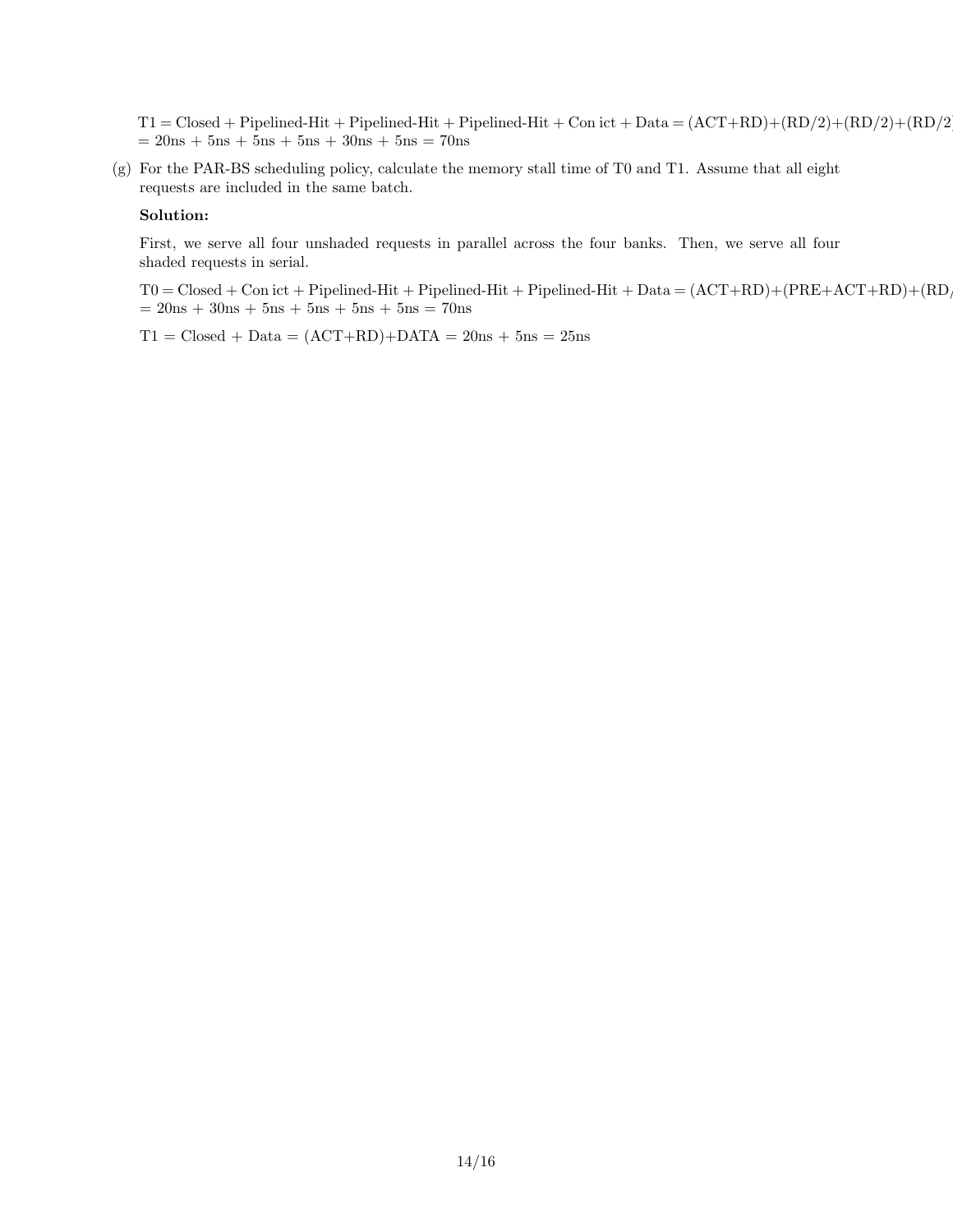T1 = Closed + Pipelined-Hit + Pipelined-Hit + Pipelined-Hit + Con ict + Data = (ACT+RD)+(RD/2)+(RD/2)+(RD/2
= 20ns + 5ns + 5ns + 5ns + 30ns + 5ns = 70ns

(g) For the PAR-BS scheduling policy, calculate the memory stall time of T0 and T1. Assume that all eight requests are included in the same batch.

**Solution:**

First, we serve all four unshaded requests in parallel across the four banks. Then, we serve all four shaded requests in serial.

T0 = Closed + Con ict + Pipelined-Hit + Pipelined-Hit + Pipelined-Hit + Data = (ACT+RD)+(PRE+ACT+RD)+(RD/
= 20ns + 30ns + 5ns + 5ns + 5ns + 5ns = 70ns

T1 = Closed + Data = (ACT+RD)+DATA = 20ns + 5ns = 25ns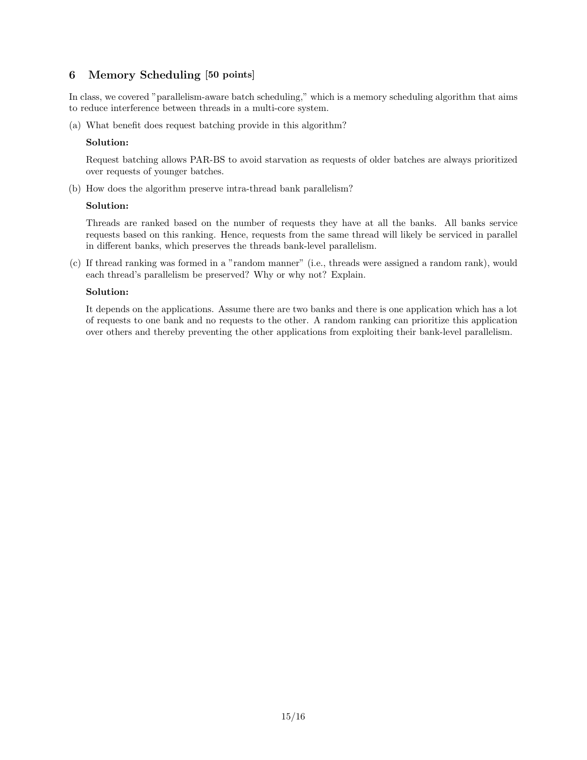## 6 Memory Scheduling [50 points]

In class, we covered "parallelism-aware batch scheduling," which is a memory scheduling algorithm that aims to reduce interference between threads in a multi-core system.

(a) What benefit does request batching provide in this algorithm?

**Solution:**

Request batching allows PAR-BS to avoid starvation as requests of older batches are always prioritized over requests of younger batches.

(b) How does the algorithm preserve intra-thread bank parallelism?

**Solution:**

Threads are ranked based on the number of requests they have at all the banks. All banks service requests based on this ranking. Hence, requests from the same thread will likely be serviced in parallel in different banks, which preserves the threads bank-level parallelism.

(c) If thread ranking was formed in a "random manner" (i.e., threads were assigned a random rank), would each thread's parallelism be preserved? Why or why not? Explain.

**Solution:**

It depends on the applications. Assume there are two banks and there is one application which has a lot of requests to one bank and no requests to the other. A random ranking can prioritize this application over others and thereby preventing the other applications from exploiting their bank-level parallelism.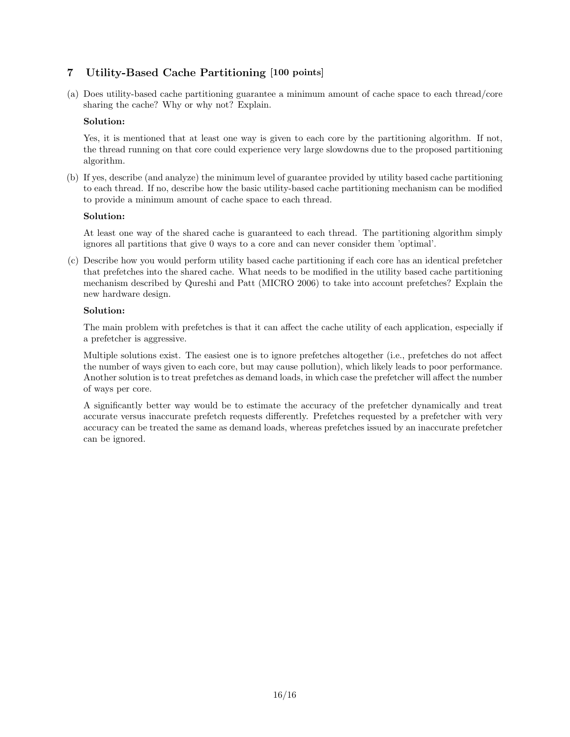## 7 Utility-Based Cache Partitioning [100 points]

(a) Does utility-based cache partitioning guarantee a minimum amount of cache space to each thread/core sharing the cache? Why or why not? Explain.

**Solution:**

Yes, it is mentioned that at least one way is given to each core by the partitioning algorithm. If not, the thread running on that core could experience very large slowdowns due to the proposed partitioning algorithm.

(b) If yes, describe (and analyze) the minimum level of guarantee provided by utility based cache partitioning to each thread. If no, describe how the basic utility-based cache partitioning mechanism can be modified to provide a minimum amount of cache space to each thread.

**Solution:**

At least one way of the shared cache is guaranteed to each thread. The partitioning algorithm simply ignores all partitions that give 0 ways to a core and can never consider them 'optimal'.

(c) Describe how you would perform utility based cache partitioning if each core has an identical prefetcher that prefetches into the shared cache. What needs to be modified in the utility based cache partitioning mechanism described by Qureshi and Patt (MICRO 2006) to take into account prefetches? Explain the new hardware design.

**Solution:**

The main problem with prefetches is that it can affect the cache utility of each application, especially if a prefetcher is aggressive.

Multiple solutions exist. The easiest one is to ignore prefetches altogether (i.e., prefetches do not affect the number of ways given to each core, but may cause pollution), which likely leads to poor performance. Another solution is to treat prefetches as demand loads, in which case the prefetcher will affect the number of ways per core.

A significantly better way would be to estimate the accuracy of the prefetcher dynamically and treat accurate versus inaccurate prefetch requests differently. Prefetches requested by a prefetcher with very accuracy can be treated the same as demand loads, whereas prefetches issued by an inaccurate prefetcher can be ignored.